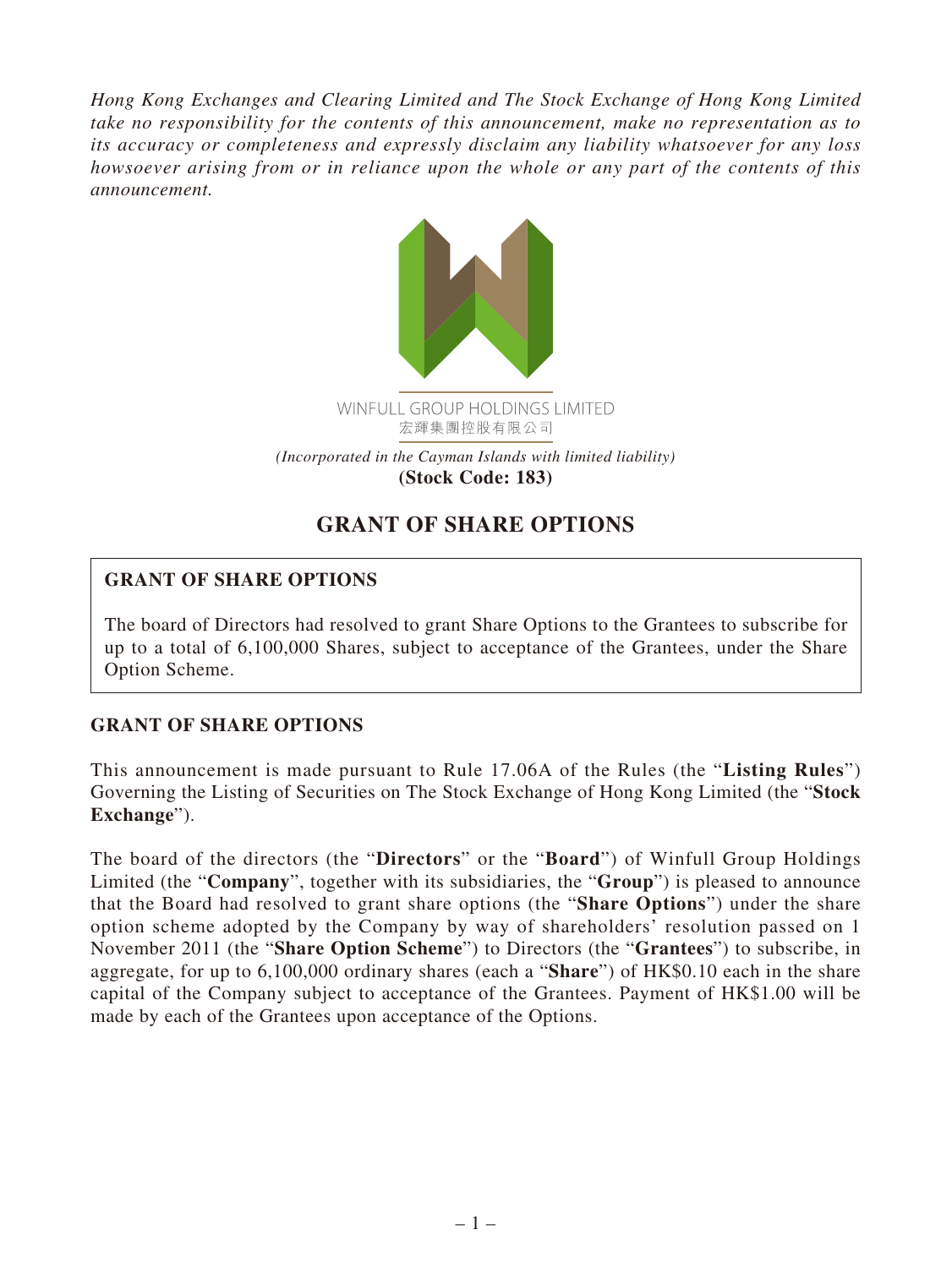*Hong Kong Exchanges and Clearing Limited and The Stock Exchange of Hong Kong Limited take no responsibility for the contents of this announcement, make no representation as to its accuracy or completeness and expressly disclaim any liability whatsoever for any loss howsoever arising from or in reliance upon the whole or any part of the contents of this announcement.*

WINFULL GROUP HOLDINGS LIMITED
宏輝集團控股有限公司

*(Incorporated in the Cayman Islands with limited liability)*
**(Stock Code: 183)**

# GRANT OF SHARE OPTIONS

**GRANT OF SHARE OPTIONS**

The board of Directors had resolved to grant Share Options to the Grantees to subscribe for up to a total of 6,100,000 Shares, subject to acceptance of the Grantees, under the Share Option Scheme.

## GRANT OF SHARE OPTIONS

This announcement is made pursuant to Rule 17.06A of the Rules (the "**Listing Rules**") Governing the Listing of Securities on The Stock Exchange of Hong Kong Limited (the "**Stock Exchange**").

The board of the directors (the "**Directors**" or the "**Board**") of Winfull Group Holdings Limited (the "**Company**", together with its subsidiaries, the "**Group**") is pleased to announce that the Board had resolved to grant share options (the "**Share Options**") under the share option scheme adopted by the Company by way of shareholders' resolution passed on 1 November 2011 (the "**Share Option Scheme**") to Directors (the "**Grantees**") to subscribe, in aggregate, for up to 6,100,000 ordinary shares (each a "**Share**") of HK$0.10 each in the share capital of the Company subject to acceptance of the Grantees. Payment of HK$1.00 will be made by each of the Grantees upon acceptance of the Options.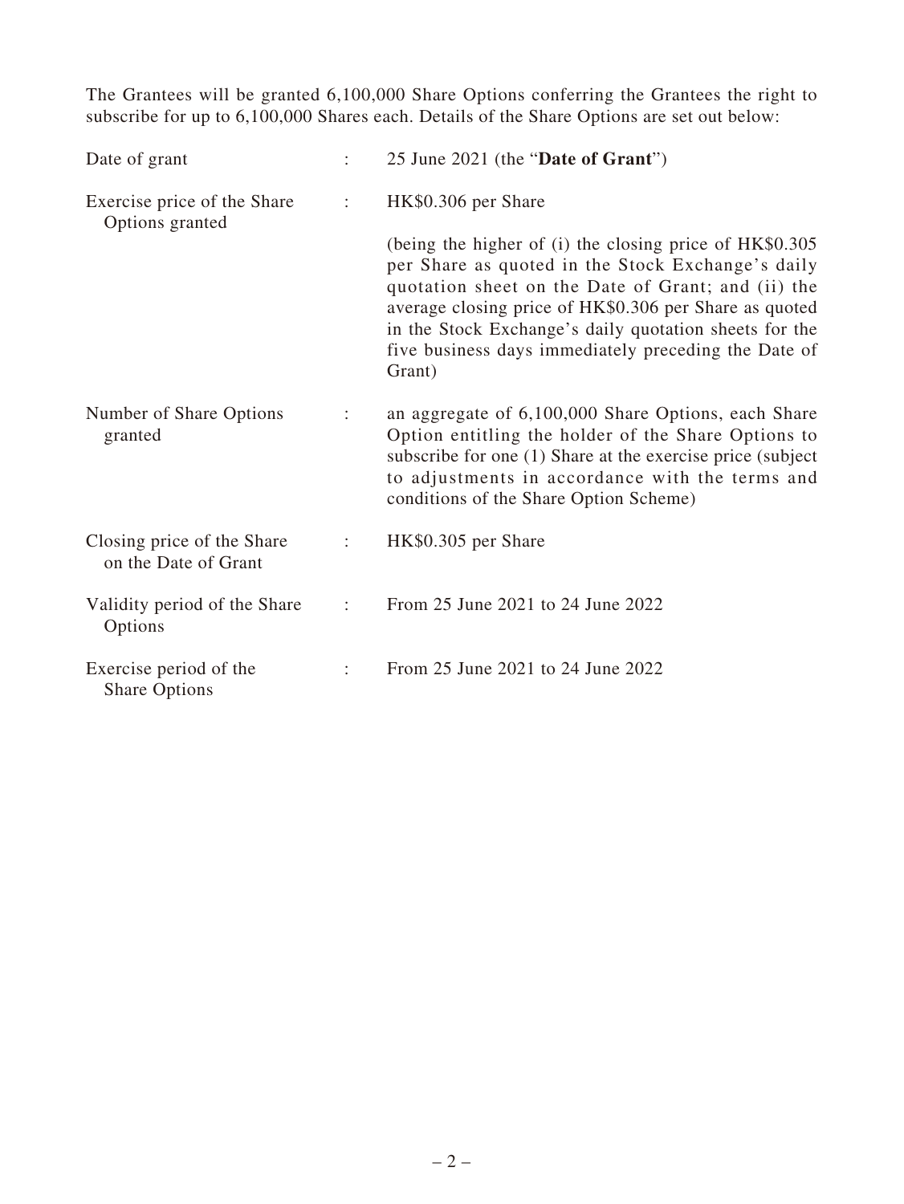The Grantees will be granted 6,100,000 Share Options conferring the Grantees the right to subscribe for up to 6,100,000 Shares each. Details of the Share Options are set out below:

| | | |
|---|---|---|
| Date of grant | : | 25 June 2021 (the "**Date of Grant**") |
| Exercise price of the Share Options granted | : | HK$0.306 per Share<br><br>(being the higher of (i) the closing price of HK$0.305 per Share as quoted in the Stock Exchange's daily quotation sheet on the Date of Grant; and (ii) the average closing price of HK$0.306 per Share as quoted in the Stock Exchange's daily quotation sheets for the five business days immediately preceding the Date of Grant) |
| Number of Share Options granted | : | an aggregate of 6,100,000 Share Options, each Share Option entitling the holder of the Share Options to subscribe for one (1) Share at the exercise price (subject to adjustments in accordance with the terms and conditions of the Share Option Scheme) |
| Closing price of the Share on the Date of Grant | : | HK$0.305 per Share |
| Validity period of the Share Options | : | From 25 June 2021 to 24 June 2022 |
| Exercise period of the Share Options | : | From 25 June 2021 to 24 June 2022 |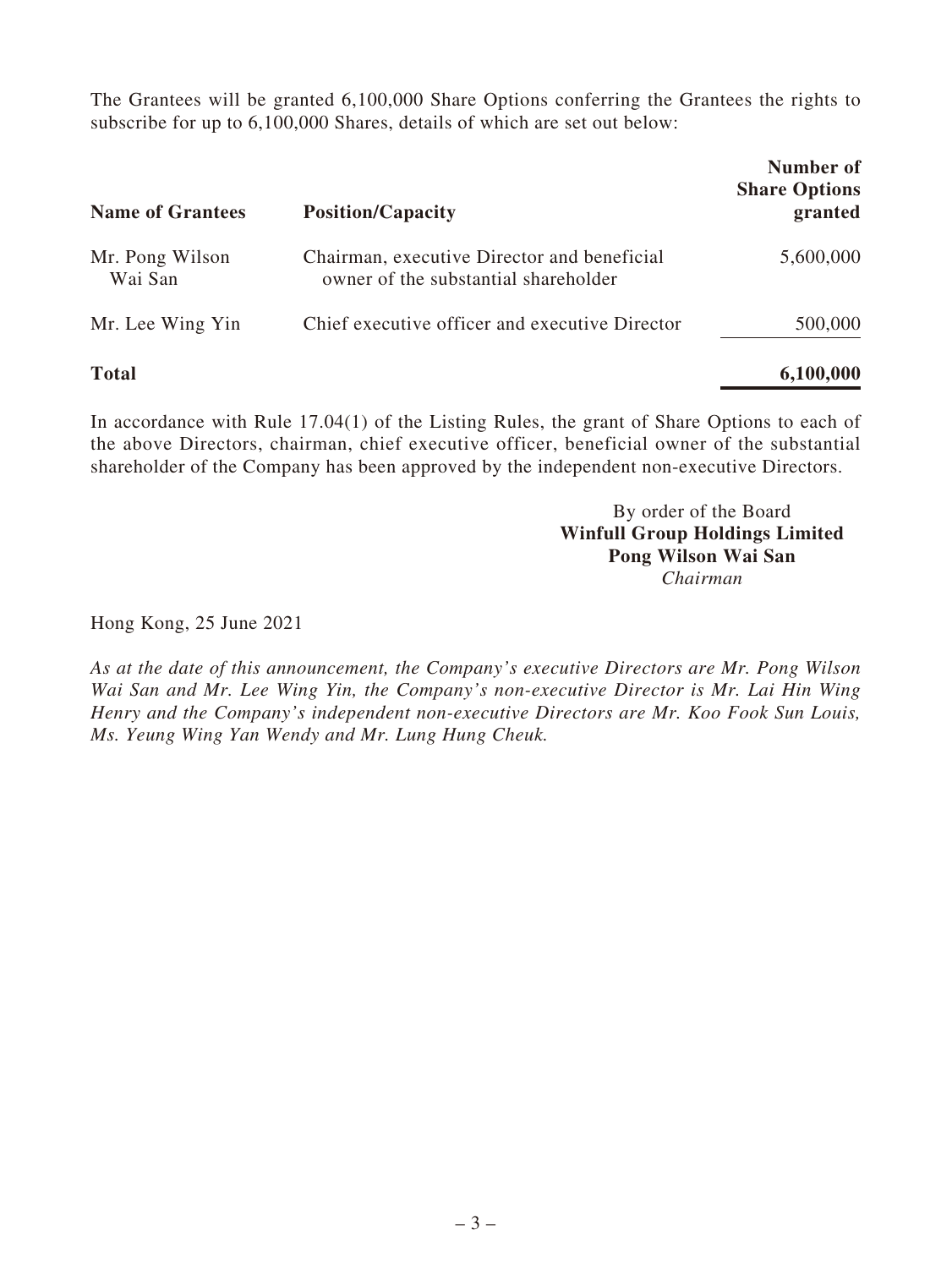The Grantees will be granted 6,100,000 Share Options conferring the Grantees the rights to subscribe for up to 6,100,000 Shares, details of which are set out below:

| **Name of Grantees** | **Position/Capacity** | **Number of Share Options granted** |
|---|---|---|
| Mr. Pong Wilson Wai San | Chairman, executive Director and beneficial owner of the substantial shareholder | 5,600,000 |
| Mr. Lee Wing Yin | Chief executive officer and executive Director | 500,000 |
| **Total** | | **6,100,000** |

In accordance with Rule 17.04(1) of the Listing Rules, the grant of Share Options to each of the above Directors, chairman, chief executive officer, beneficial owner of the substantial shareholder of the Company has been approved by the independent non-executive Directors.

By order of the Board
**Winfull Group Holdings Limited**
**Pong Wilson Wai San**
*Chairman*

Hong Kong, 25 June 2021

*As at the date of this announcement, the Company's executive Directors are Mr. Pong Wilson Wai San and Mr. Lee Wing Yin, the Company's non-executive Director is Mr. Lai Hin Wing Henry and the Company's independent non-executive Directors are Mr. Koo Fook Sun Louis, Ms. Yeung Wing Yan Wendy and Mr. Lung Hung Cheuk.*